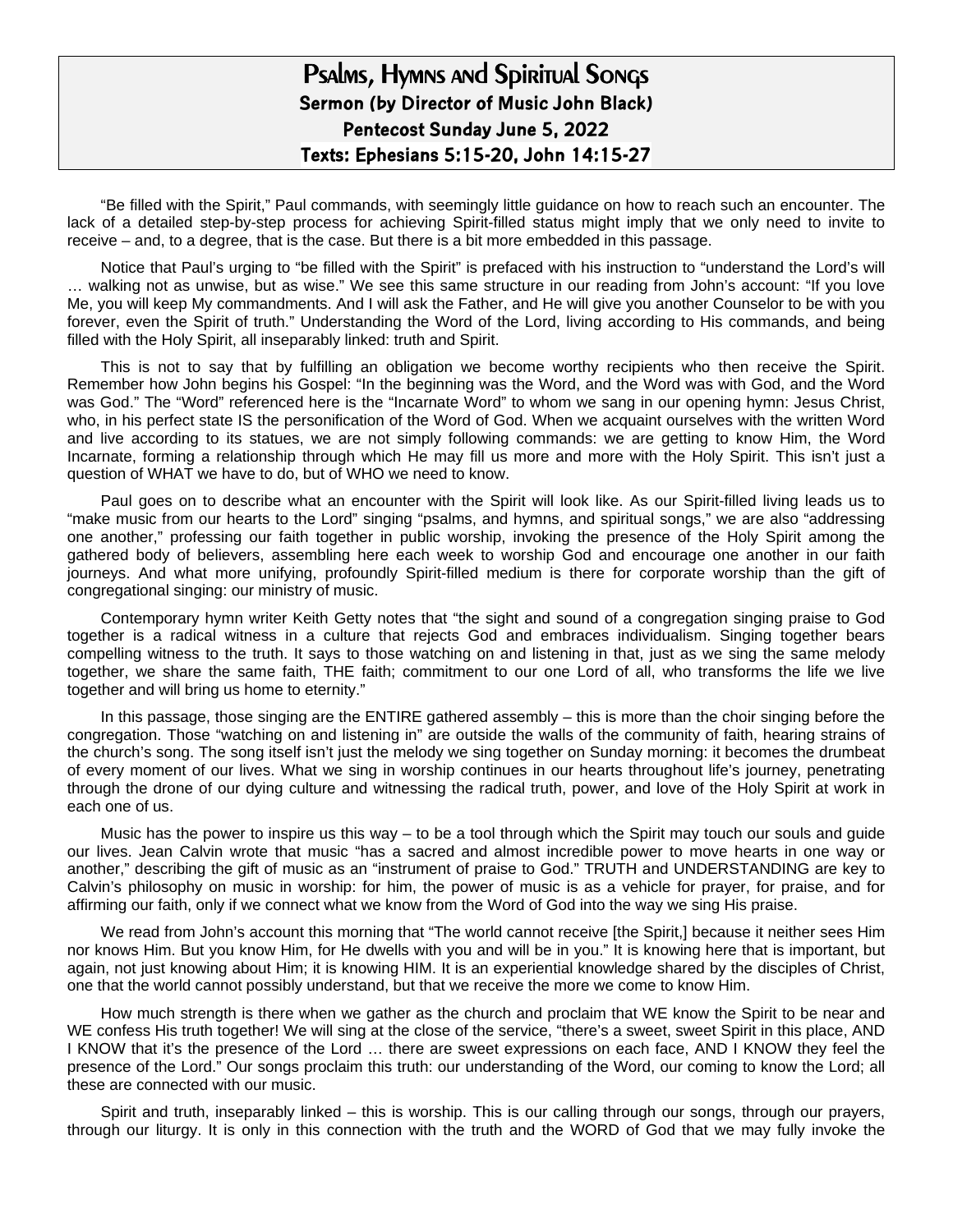# Psalms, Hymns and Spiritual Songs

**Sermon (by Director of Music John Black)**

**Pentecost Sunday June 5, 2022**

**Texts: Ephesians 5:15-20, John 14:15-27**

"Be filled with the Spirit," Paul commands, with seemingly little guidance on how to reach such an encounter. The lack of a detailed step-by-step process for achieving Spirit-filled status might imply that we only need to invite to receive – and, to a degree, that is the case. But there is a bit more embedded in this passage.

Notice that Paul's urging to "be filled with the Spirit" is prefaced with his instruction to "understand the Lord's will … walking not as unwise, but as wise." We see this same structure in our reading from John's account: "If you love Me, you will keep My commandments. And I will ask the Father, and He will give you another Counselor to be with you forever, even the Spirit of truth." Understanding the Word of the Lord, living according to His commands, and being filled with the Holy Spirit, all inseparably linked: truth and Spirit.

This is not to say that by fulfilling an obligation we become worthy recipients who then receive the Spirit. Remember how John begins his Gospel: "In the beginning was the Word, and the Word was with God, and the Word was God." The "Word" referenced here is the "Incarnate Word" to whom we sang in our opening hymn: Jesus Christ, who, in his perfect state IS the personification of the Word of God. When we acquaint ourselves with the written Word and live according to its statues, we are not simply following commands: we are getting to know Him, the Word Incarnate, forming a relationship through which He may fill us more and more with the Holy Spirit. This isn't just a question of WHAT we have to do, but of WHO we need to know.

Paul goes on to describe what an encounter with the Spirit will look like. As our Spirit-filled living leads us to "make music from our hearts to the Lord" singing "psalms, and hymns, and spiritual songs," we are also "addressing one another," professing our faith together in public worship, invoking the presence of the Holy Spirit among the gathered body of believers, assembling here each week to worship God and encourage one another in our faith journeys. And what more unifying, profoundly Spirit-filled medium is there for corporate worship than the gift of congregational singing: our ministry of music.

Contemporary hymn writer Keith Getty notes that "the sight and sound of a congregation singing praise to God together is a radical witness in a culture that rejects God and embraces individualism. Singing together bears compelling witness to the truth. It says to those watching on and listening in that, just as we sing the same melody together, we share the same faith, THE faith; commitment to our one Lord of all, who transforms the life we live together and will bring us home to eternity."

In this passage, those singing are the ENTIRE gathered assembly – this is more than the choir singing before the congregation. Those "watching on and listening in" are outside the walls of the community of faith, hearing strains of the church's song. The song itself isn't just the melody we sing together on Sunday morning: it becomes the drumbeat of every moment of our lives. What we sing in worship continues in our hearts throughout life's journey, penetrating through the drone of our dying culture and witnessing the radical truth, power, and love of the Holy Spirit at work in each one of us.

Music has the power to inspire us this way – to be a tool through which the Spirit may touch our souls and guide our lives. Jean Calvin wrote that music "has a sacred and almost incredible power to move hearts in one way or another," describing the gift of music as an "instrument of praise to God." TRUTH and UNDERSTANDING are key to Calvin's philosophy on music in worship: for him, the power of music is as a vehicle for prayer, for praise, and for affirming our faith, only if we connect what we know from the Word of God into the way we sing His praise.

We read from John's account this morning that "The world cannot receive [the Spirit,] because it neither sees Him nor knows Him. But you know Him, for He dwells with you and will be in you." It is knowing here that is important, but again, not just knowing about Him; it is knowing HIM. It is an experiential knowledge shared by the disciples of Christ, one that the world cannot possibly understand, but that we receive the more we come to know Him.

How much strength is there when we gather as the church and proclaim that WE know the Spirit to be near and WE confess His truth together! We will sing at the close of the service, "there's a sweet, sweet Spirit in this place, AND I KNOW that it's the presence of the Lord … there are sweet expressions on each face, AND I KNOW they feel the presence of the Lord." Our songs proclaim this truth: our understanding of the Word, our coming to know the Lord; all these are connected with our music.

Spirit and truth, inseparably linked – this is worship. This is our calling through our songs, through our prayers, through our liturgy. It is only in this connection with the truth and the WORD of God that we may fully invoke the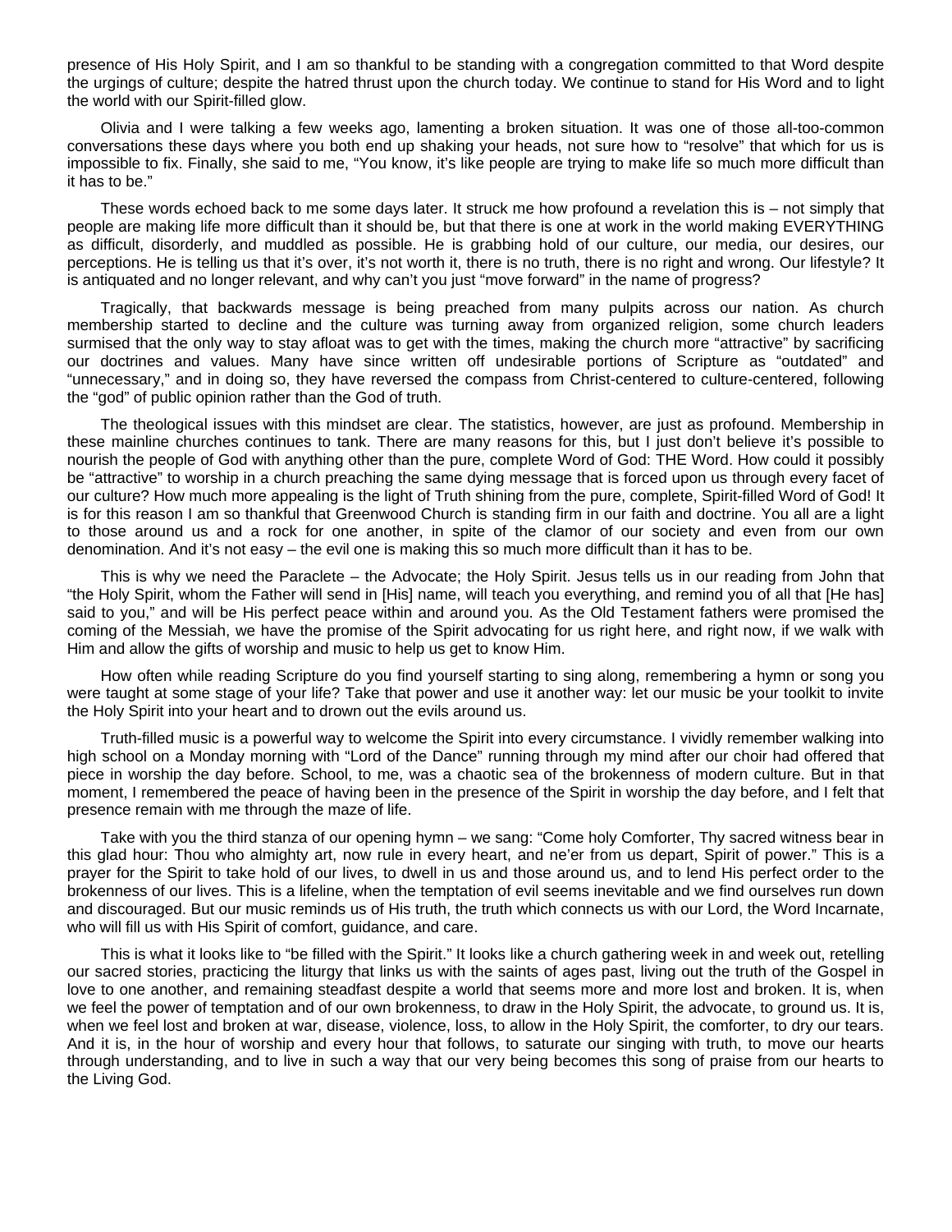presence of His Holy Spirit, and I am so thankful to be standing with a congregation committed to that Word despite the urgings of culture; despite the hatred thrust upon the church today. We continue to stand for His Word and to light the world with our Spirit-filled glow.

Olivia and I were talking a few weeks ago, lamenting a broken situation. It was one of those all-too-common conversations these days where you both end up shaking your heads, not sure how to "resolve" that which for us is impossible to fix. Finally, she said to me, "You know, it's like people are trying to make life so much more difficult than it has to be."

These words echoed back to me some days later. It struck me how profound a revelation this is – not simply that people are making life more difficult than it should be, but that there is one at work in the world making EVERYTHING as difficult, disorderly, and muddled as possible. He is grabbing hold of our culture, our media, our desires, our perceptions. He is telling us that it's over, it's not worth it, there is no truth, there is no right and wrong. Our lifestyle? It is antiquated and no longer relevant, and why can't you just "move forward" in the name of progress?

Tragically, that backwards message is being preached from many pulpits across our nation. As church membership started to decline and the culture was turning away from organized religion, some church leaders surmised that the only way to stay afloat was to get with the times, making the church more "attractive" by sacrificing our doctrines and values. Many have since written off undesirable portions of Scripture as "outdated" and "unnecessary," and in doing so, they have reversed the compass from Christ-centered to culture-centered, following the "god" of public opinion rather than the God of truth.

The theological issues with this mindset are clear. The statistics, however, are just as profound. Membership in these mainline churches continues to tank. There are many reasons for this, but I just don't believe it's possible to nourish the people of God with anything other than the pure, complete Word of God: THE Word. How could it possibly be "attractive" to worship in a church preaching the same dying message that is forced upon us through every facet of our culture? How much more appealing is the light of Truth shining from the pure, complete, Spirit-filled Word of God! It is for this reason I am so thankful that Greenwood Church is standing firm in our faith and doctrine. You all are a light to those around us and a rock for one another, in spite of the clamor of our society and even from our own denomination. And it's not easy – the evil one is making this so much more difficult than it has to be.

This is why we need the Paraclete – the Advocate; the Holy Spirit. Jesus tells us in our reading from John that "the Holy Spirit, whom the Father will send in [His] name, will teach you everything, and remind you of all that [He has] said to you," and will be His perfect peace within and around you. As the Old Testament fathers were promised the coming of the Messiah, we have the promise of the Spirit advocating for us right here, and right now, if we walk with Him and allow the gifts of worship and music to help us get to know Him.

How often while reading Scripture do you find yourself starting to sing along, remembering a hymn or song you were taught at some stage of your life? Take that power and use it another way: let our music be your toolkit to invite the Holy Spirit into your heart and to drown out the evils around us.

Truth-filled music is a powerful way to welcome the Spirit into every circumstance. I vividly remember walking into high school on a Monday morning with "Lord of the Dance" running through my mind after our choir had offered that piece in worship the day before. School, to me, was a chaotic sea of the brokenness of modern culture. But in that moment, I remembered the peace of having been in the presence of the Spirit in worship the day before, and I felt that presence remain with me through the maze of life.

Take with you the third stanza of our opening hymn – we sang: "Come holy Comforter, Thy sacred witness bear in this glad hour: Thou who almighty art, now rule in every heart, and ne'er from us depart, Spirit of power." This is a prayer for the Spirit to take hold of our lives, to dwell in us and those around us, and to lend His perfect order to the brokenness of our lives. This is a lifeline, when the temptation of evil seems inevitable and we find ourselves run down and discouraged. But our music reminds us of His truth, the truth which connects us with our Lord, the Word Incarnate, who will fill us with His Spirit of comfort, guidance, and care.

This is what it looks like to "be filled with the Spirit." It looks like a church gathering week in and week out, retelling our sacred stories, practicing the liturgy that links us with the saints of ages past, living out the truth of the Gospel in love to one another, and remaining steadfast despite a world that seems more and more lost and broken. It is, when we feel the power of temptation and of our own brokenness, to draw in the Holy Spirit, the advocate, to ground us. It is, when we feel lost and broken at war, disease, violence, loss, to allow in the Holy Spirit, the comforter, to dry our tears. And it is, in the hour of worship and every hour that follows, to saturate our singing with truth, to move our hearts through understanding, and to live in such a way that our very being becomes this song of praise from our hearts to the Living God.